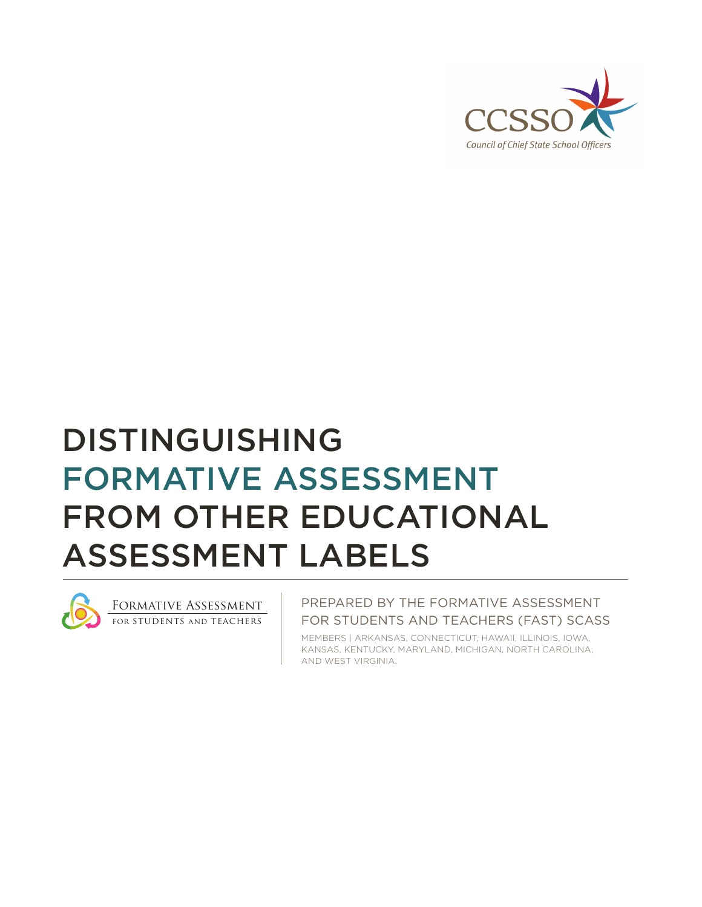CCSSO

Council of Chief State School Officers

# DISTINGUISHING FORMATIVE ASSESSMENT FROM OTHER EDUCATIONAL ASSESSMENT LABELS

FORMATIVE ASSESSMENT FOR STUDENTS AND TEACHERS

PREPARED BY THE FORMATIVE ASSESSMENT FOR STUDENTS AND TEACHERS (FAST) SCASS

MEMBERS | ARKANSAS, CONNECTICUT, HAWAII, ILLINOIS, IOWA, KANSAS, KENTUCKY, MARYLAND, MICHIGAN, NORTH CAROLINA, AND WEST VIRGINIA.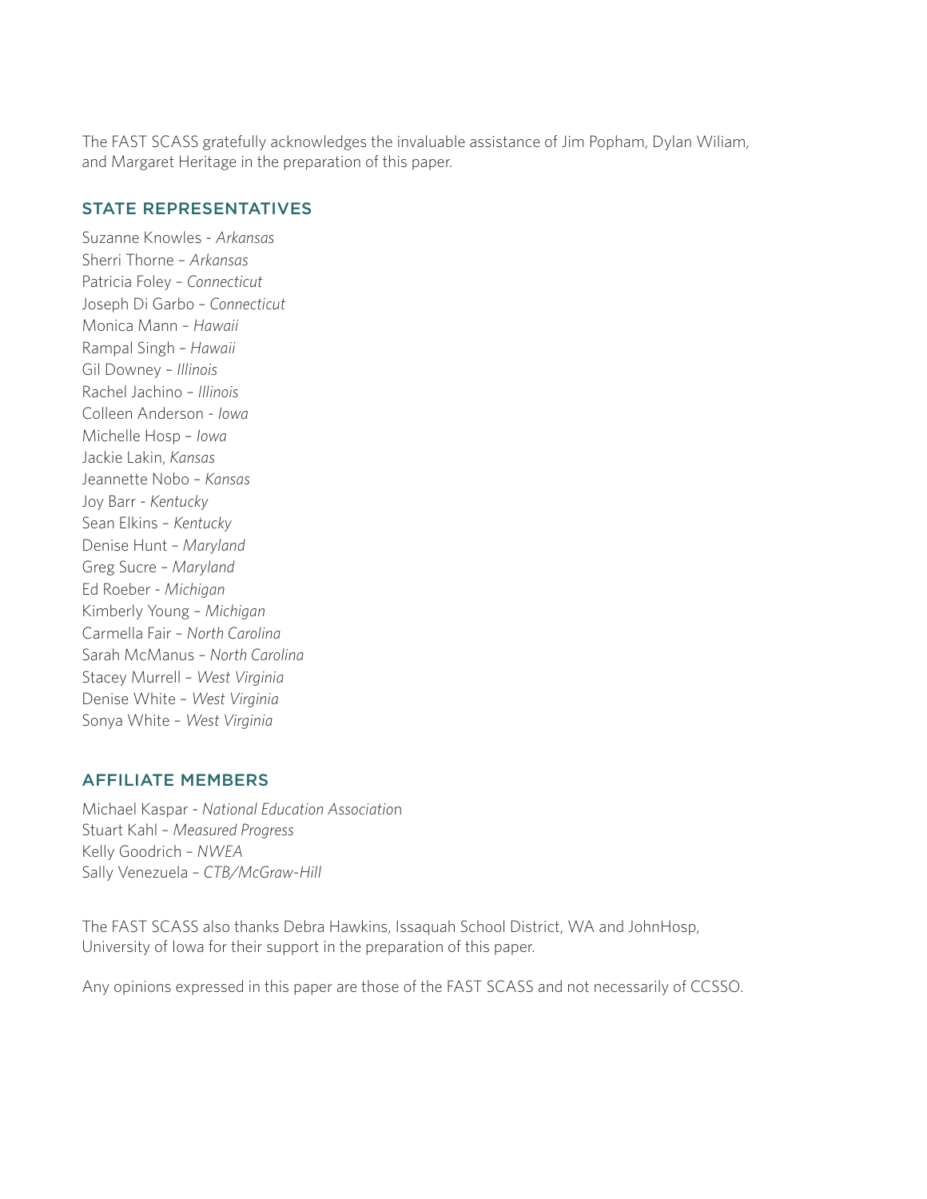The FAST SCASS gratefully acknowledges the invaluable assistance of Jim Popham, Dylan Wiliam, and Margaret Heritage in the preparation of this paper.

## STATE REPRESENTATIVES

Suzanne Knowles - *Arkansas*  
Sherri Thorne – *Arkansas*  
Patricia Foley – *Connecticut*  
Joseph Di Garbo – *Connecticut*  
Monica Mann – *Hawaii*  
Rampal Singh – *Hawaii*  
Gil Downey – *Illinois*  
Rachel Jachino – *Illinois*  
Colleen Anderson - *Iowa*  
Michelle Hosp – *Iowa*  
Jackie Lakin, *Kansas*  
Jeannette Nobo – *Kansas*  
Joy Barr - *Kentucky*  
Sean Elkins – *Kentucky*  
Denise Hunt – *Maryland*  
Greg Sucre – *Maryland*  
Ed Roeber - *Michigan*  
Kimberly Young – *Michigan*  
Carmella Fair – *North Carolina*  
Sarah McManus – *North Carolina*  
Stacey Murrell – *West Virginia*  
Denise White – *West Virginia*  
Sonya White – *West Virginia*

## AFFILIATE MEMBERS

Michael Kaspar - *National Education Association*  
Stuart Kahl – *Measured Progress*  
Kelly Goodrich – *NWEA*  
Sally Venezuela – *CTB/McGraw-Hill*

The FAST SCASS also thanks Debra Hawkins, Issaquah School District, WA and JohnHosp, University of Iowa for their support in the preparation of this paper.

Any opinions expressed in this paper are those of the FAST SCASS and not necessarily of CCSSO.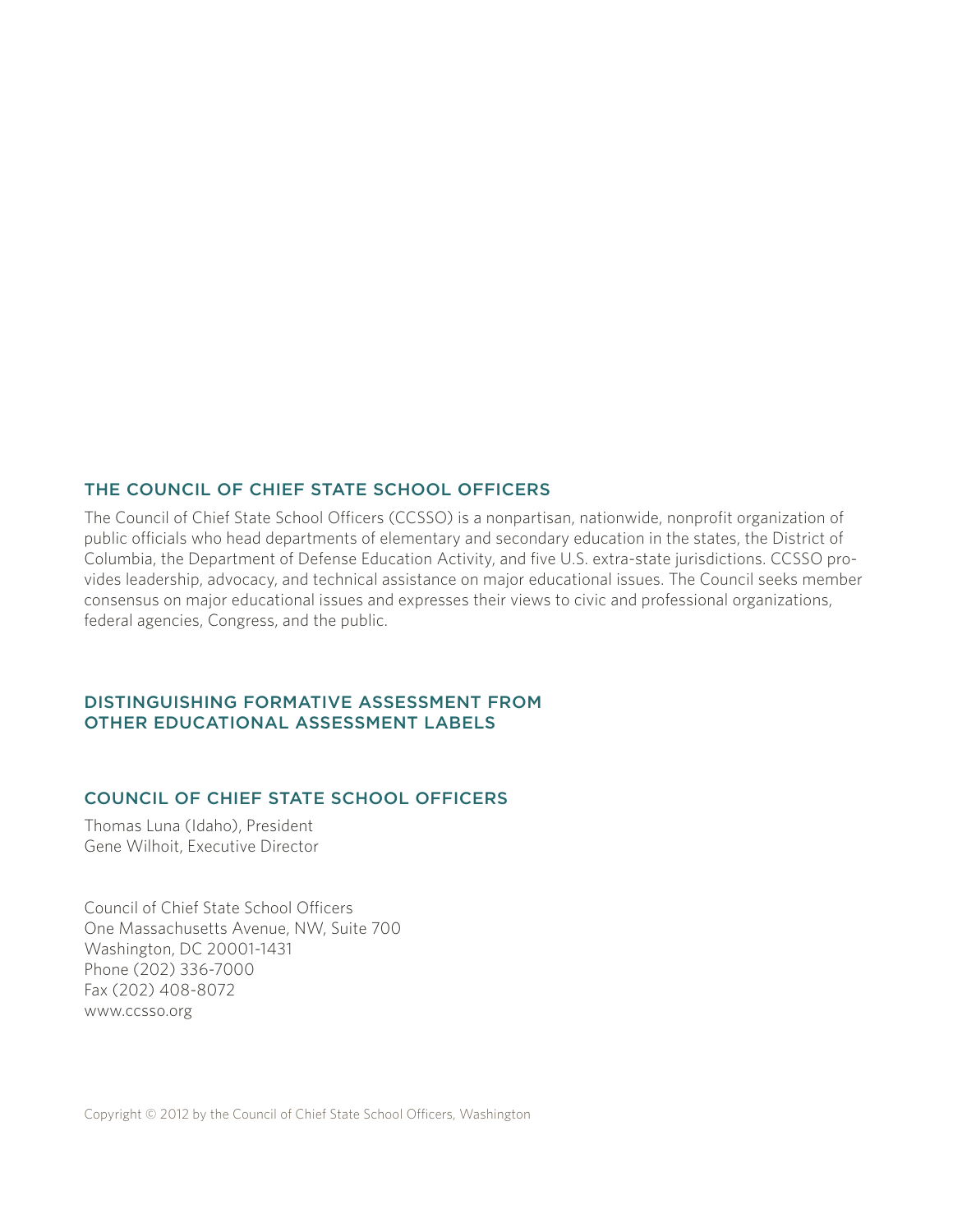## THE COUNCIL OF CHIEF STATE SCHOOL OFFICERS

The Council of Chief State School Officers (CCSSO) is a nonpartisan, nationwide, nonprofit organization of public officials who head departments of elementary and secondary education in the states, the District of Columbia, the Department of Defense Education Activity, and five U.S. extra-state jurisdictions. CCSSO provides leadership, advocacy, and technical assistance on major educational issues. The Council seeks member consensus on major educational issues and expresses their views to civic and professional organizations, federal agencies, Congress, and the public.

## DISTINGUISHING FORMATIVE ASSESSMENT FROM OTHER EDUCATIONAL ASSESSMENT LABELS

## COUNCIL OF CHIEF STATE SCHOOL OFFICERS

Thomas Luna (Idaho), President
Gene Wilhoit, Executive Director

Council of Chief State School Officers
One Massachusetts Avenue, NW, Suite 700
Washington, DC 20001-1431
Phone (202) 336-7000
Fax (202) 408-8072
www.ccsso.org

Copyright © 2012 by the Council of Chief State School Officers, Washington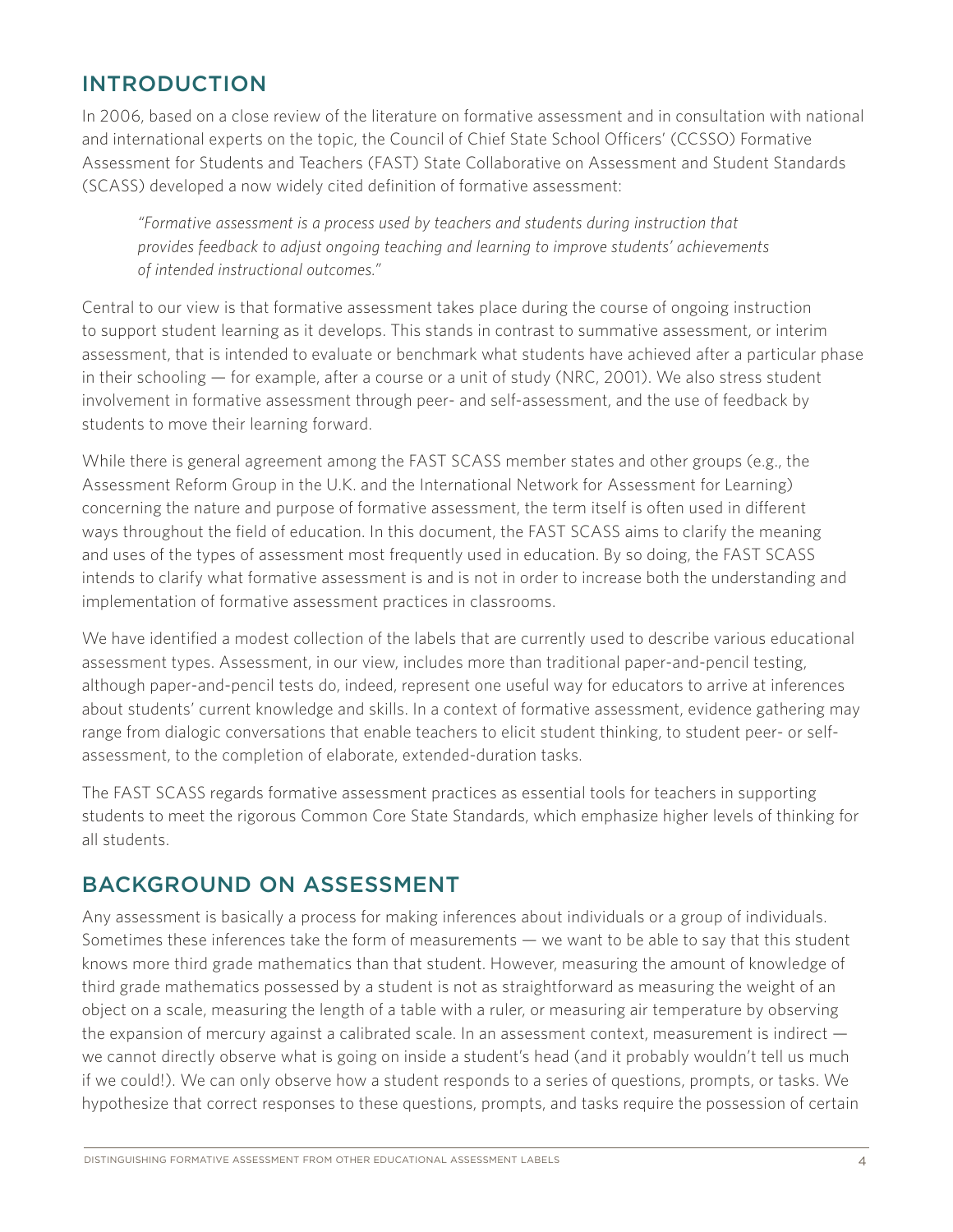## INTRODUCTION

In 2006, based on a close review of the literature on formative assessment and in consultation with national and international experts on the topic, the Council of Chief State School Officers' (CCSSO) Formative Assessment for Students and Teachers (FAST) State Collaborative on Assessment and Student Standards (SCASS) developed a now widely cited definition of formative assessment:

> *"Formative assessment is a process used by teachers and students during instruction that provides feedback to adjust ongoing teaching and learning to improve students' achievements of intended instructional outcomes."*

Central to our view is that formative assessment takes place during the course of ongoing instruction to support student learning as it develops. This stands in contrast to summative assessment, or interim assessment, that is intended to evaluate or benchmark what students have achieved after a particular phase in their schooling — for example, after a course or a unit of study (NRC, 2001). We also stress student involvement in formative assessment through peer- and self-assessment, and the use of feedback by students to move their learning forward.

While there is general agreement among the FAST SCASS member states and other groups (e.g., the Assessment Reform Group in the U.K. and the International Network for Assessment for Learning) concerning the nature and purpose of formative assessment, the term itself is often used in different ways throughout the field of education. In this document, the FAST SCASS aims to clarify the meaning and uses of the types of assessment most frequently used in education. By so doing, the FAST SCASS intends to clarify what formative assessment is and is not in order to increase both the understanding and implementation of formative assessment practices in classrooms.

We have identified a modest collection of the labels that are currently used to describe various educational assessment types. Assessment, in our view, includes more than traditional paper-and-pencil testing, although paper-and-pencil tests do, indeed, represent one useful way for educators to arrive at inferences about students' current knowledge and skills. In a context of formative assessment, evidence gathering may range from dialogic conversations that enable teachers to elicit student thinking, to student peer- or self-assessment, to the completion of elaborate, extended-duration tasks.

The FAST SCASS regards formative assessment practices as essential tools for teachers in supporting students to meet the rigorous Common Core State Standards, which emphasize higher levels of thinking for all students.

## BACKGROUND ON ASSESSMENT

Any assessment is basically a process for making inferences about individuals or a group of individuals. Sometimes these inferences take the form of measurements — we want to be able to say that this student knows more third grade mathematics than that student. However, measuring the amount of knowledge of third grade mathematics possessed by a student is not as straightforward as measuring the weight of an object on a scale, measuring the length of a table with a ruler, or measuring air temperature by observing the expansion of mercury against a calibrated scale. In an assessment context, measurement is indirect — we cannot directly observe what is going on inside a student's head (and it probably wouldn't tell us much if we could!). We can only observe how a student responds to a series of questions, prompts, or tasks. We hypothesize that correct responses to these questions, prompts, and tasks require the possession of certain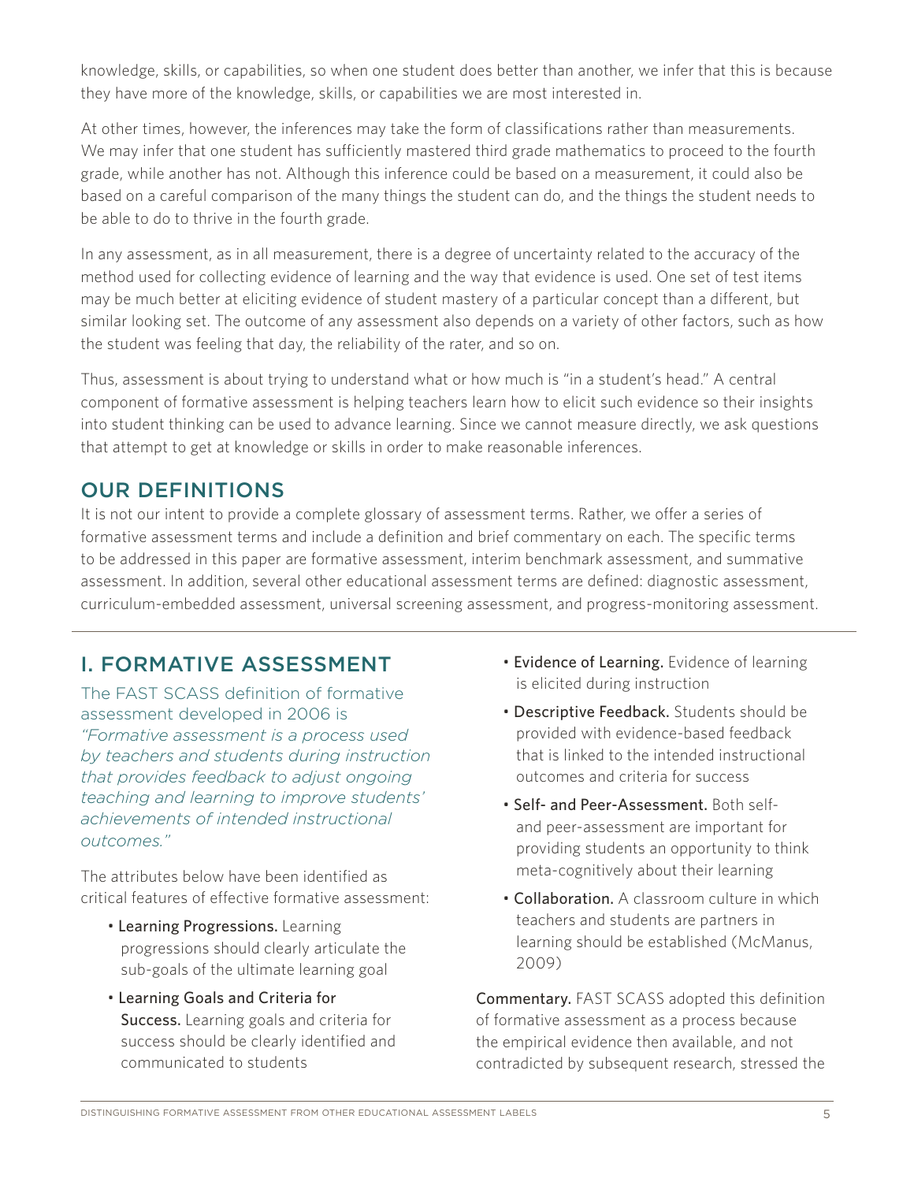knowledge, skills, or capabilities, so when one student does better than another, we infer that this is because they have more of the knowledge, skills, or capabilities we are most interested in.

At other times, however, the inferences may take the form of classifications rather than measurements. We may infer that one student has sufficiently mastered third grade mathematics to proceed to the fourth grade, while another has not. Although this inference could be based on a measurement, it could also be based on a careful comparison of the many things the student can do, and the things the student needs to be able to do to thrive in the fourth grade.

In any assessment, as in all measurement, there is a degree of uncertainty related to the accuracy of the method used for collecting evidence of learning and the way that evidence is used. One set of test items may be much better at eliciting evidence of student mastery of a particular concept than a different, but similar looking set. The outcome of any assessment also depends on a variety of other factors, such as how the student was feeling that day, the reliability of the rater, and so on.

Thus, assessment is about trying to understand what or how much is "in a student's head." A central component of formative assessment is helping teachers learn how to elicit such evidence so their insights into student thinking can be used to advance learning. Since we cannot measure directly, we ask questions that attempt to get at knowledge or skills in order to make reasonable inferences.

## OUR DEFINITIONS

It is not our intent to provide a complete glossary of assessment terms. Rather, we offer a series of formative assessment terms and include a definition and brief commentary on each. The specific terms to be addressed in this paper are formative assessment, interim benchmark assessment, and summative assessment. In addition, several other educational assessment terms are defined: diagnostic assessment, curriculum-embedded assessment, universal screening assessment, and progress-monitoring assessment.

## I. FORMATIVE ASSESSMENT

The FAST SCASS definition of formative assessment developed in 2006 is *"Formative assessment is a process used by teachers and students during instruction that provides feedback to adjust ongoing teaching and learning to improve students' achievements of intended instructional outcomes."*

The attributes below have been identified as critical features of effective formative assessment:

- **Learning Progressions.** Learning progressions should clearly articulate the sub-goals of the ultimate learning goal
- **Learning Goals and Criteria for Success.** Learning goals and criteria for success should be clearly identified and communicated to students
- **Evidence of Learning.** Evidence of learning is elicited during instruction
- **Descriptive Feedback.** Students should be provided with evidence-based feedback that is linked to the intended instructional outcomes and criteria for success
- **Self- and Peer-Assessment.** Both self- and peer-assessment are important for providing students an opportunity to think meta-cognitively about their learning
- **Collaboration.** A classroom culture in which teachers and students are partners in learning should be established (McManus, 2009)

**Commentary.** FAST SCASS adopted this definition of formative assessment as a process because the empirical evidence then available, and not contradicted by subsequent research, stressed the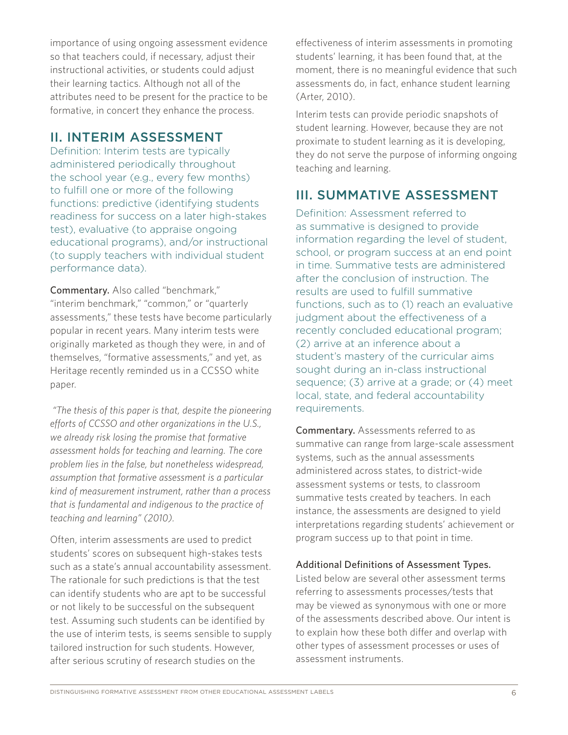importance of using ongoing assessment evidence so that teachers could, if necessary, adjust their instructional activities, or students could adjust their learning tactics. Although not all of the attributes need to be present for the practice to be formative, in concert they enhance the process.

## II. INTERIM ASSESSMENT

Definition: Interim tests are typically administered periodically throughout the school year (e.g., every few months) to fulfill one or more of the following functions: predictive (identifying students readiness for success on a later high-stakes test), evaluative (to appraise ongoing educational programs), and/or instructional (to supply teachers with individual student performance data).

**Commentary.** Also called "benchmark," "interim benchmark," "common," or "quarterly assessments," these tests have become particularly popular in recent years. Many interim tests were originally marketed as though they were, in and of themselves, "formative assessments," and yet, as Heritage recently reminded us in a CCSSO white paper.

*"The thesis of this paper is that, despite the pioneering efforts of CCSSO and other organizations in the U.S., we already risk losing the promise that formative assessment holds for teaching and learning. The core problem lies in the false, but nonetheless widespread, assumption that formative assessment is a particular kind of measurement instrument, rather than a process that is fundamental and indigenous to the practice of teaching and learning" (2010).*

Often, interim assessments are used to predict students' scores on subsequent high-stakes tests such as a state's annual accountability assessment. The rationale for such predictions is that the test can identify students who are apt to be successful or not likely to be successful on the subsequent test. Assuming such students can be identified by the use of interim tests, is seems sensible to supply tailored instruction for such students. However, after serious scrutiny of research studies on the effectiveness of interim assessments in promoting students' learning, it has been found that, at the moment, there is no meaningful evidence that such assessments do, in fact, enhance student learning (Arter, 2010).

Interim tests can provide periodic snapshots of student learning. However, because they are not proximate to student learning as it is developing, they do not serve the purpose of informing ongoing teaching and learning.

## III. SUMMATIVE ASSESSMENT

Definition: Assessment referred to as summative is designed to provide information regarding the level of student, school, or program success at an end point in time. Summative tests are administered after the conclusion of instruction. The results are used to fulfill summative functions, such as to (1) reach an evaluative judgment about the effectiveness of a recently concluded educational program; (2) arrive at an inference about a student's mastery of the curricular aims sought during an in-class instructional sequence; (3) arrive at a grade; or (4) meet local, state, and federal accountability requirements.

**Commentary.** Assessments referred to as summative can range from large-scale assessment systems, such as the annual assessments administered across states, to district-wide assessment systems or tests, to classroom summative tests created by teachers. In each instance, the assessments are designed to yield interpretations regarding students' achievement or program success up to that point in time.

**Additional Definitions of Assessment Types.**
Listed below are several other assessment terms referring to assessments processes/tests that may be viewed as synonymous with one or more of the assessments described above. Our intent is to explain how these both differ and overlap with other types of assessment processes or uses of assessment instruments.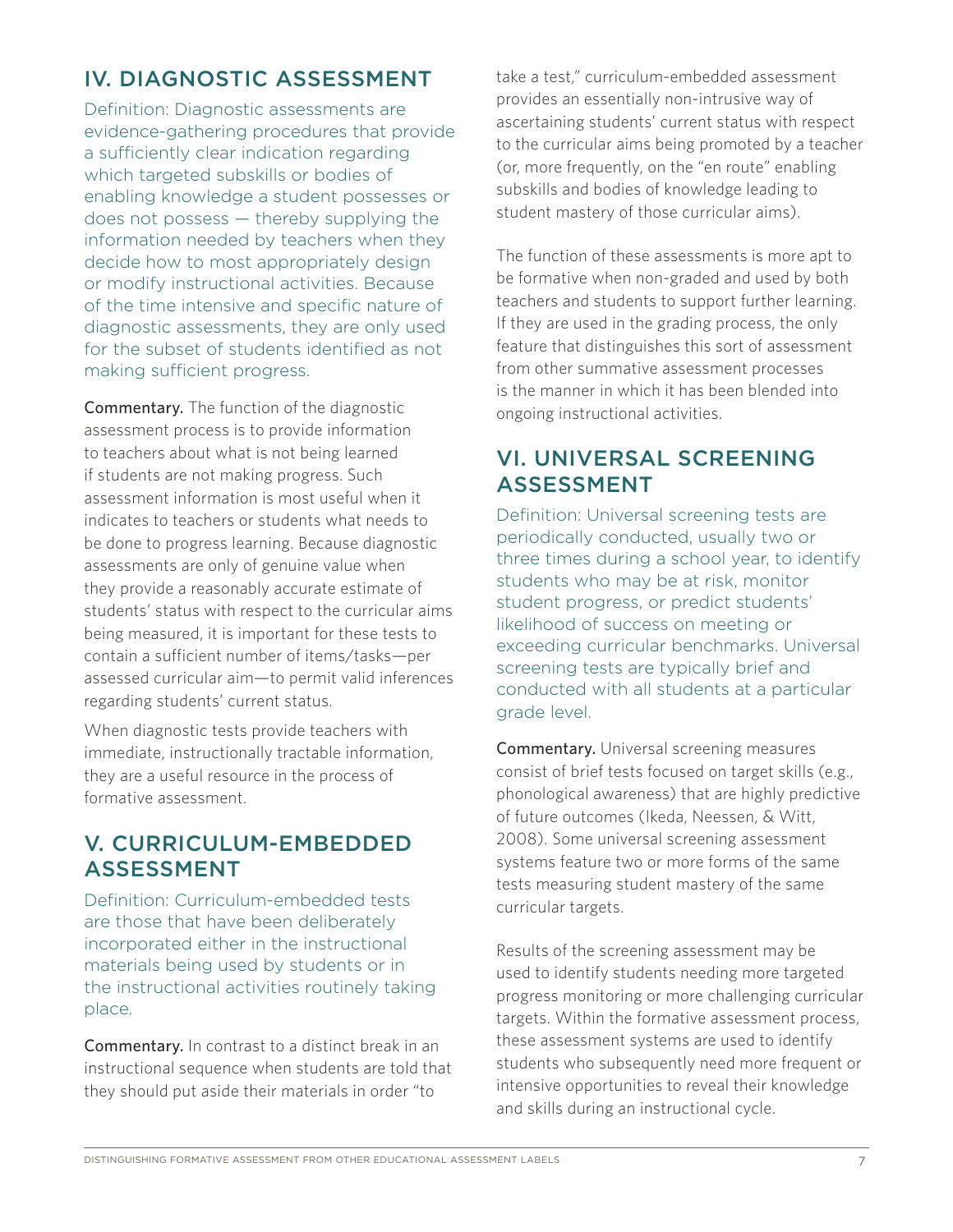## IV. DIAGNOSTIC ASSESSMENT

Definition: Diagnostic assessments are evidence-gathering procedures that provide a sufficiently clear indication regarding which targeted subskills or bodies of enabling knowledge a student possesses or does not possess — thereby supplying the information needed by teachers when they decide how to most appropriately design or modify instructional activities. Because of the time intensive and specific nature of diagnostic assessments, they are only used for the subset of students identified as not making sufficient progress.

**Commentary.** The function of the diagnostic assessment process is to provide information to teachers about what is not being learned if students are not making progress. Such assessment information is most useful when it indicates to teachers or students what needs to be done to progress learning. Because diagnostic assessments are only of genuine value when they provide a reasonably accurate estimate of students' status with respect to the curricular aims being measured, it is important for these tests to contain a sufficient number of items/tasks—per assessed curricular aim—to permit valid inferences regarding students' current status.

When diagnostic tests provide teachers with immediate, instructionally tractable information, they are a useful resource in the process of formative assessment.

## V. CURRICULUM-EMBEDDED ASSESSMENT

Definition: Curriculum-embedded tests are those that have been deliberately incorporated either in the instructional materials being used by students or in the instructional activities routinely taking place.

**Commentary.** In contrast to a distinct break in an instructional sequence when students are told that they should put aside their materials in order "to take a test," curriculum-embedded assessment provides an essentially non-intrusive way of ascertaining students' current status with respect to the curricular aims being promoted by a teacher (or, more frequently, on the "en route" enabling subskills and bodies of knowledge leading to student mastery of those curricular aims).

The function of these assessments is more apt to be formative when non-graded and used by both teachers and students to support further learning. If they are used in the grading process, the only feature that distinguishes this sort of assessment from other summative assessment processes is the manner in which it has been blended into ongoing instructional activities.

## VI. UNIVERSAL SCREENING ASSESSMENT

Definition: Universal screening tests are periodically conducted, usually two or three times during a school year, to identify students who may be at risk, monitor student progress, or predict students' likelihood of success on meeting or exceeding curricular benchmarks. Universal screening tests are typically brief and conducted with all students at a particular grade level.

**Commentary.** Universal screening measures consist of brief tests focused on target skills (e.g., phonological awareness) that are highly predictive of future outcomes (Ikeda, Neessen, & Witt, 2008). Some universal screening assessment systems feature two or more forms of the same tests measuring student mastery of the same curricular targets.

Results of the screening assessment may be used to identify students needing more targeted progress monitoring or more challenging curricular targets. Within the formative assessment process, these assessment systems are used to identify students who subsequently need more frequent or intensive opportunities to reveal their knowledge and skills during an instructional cycle.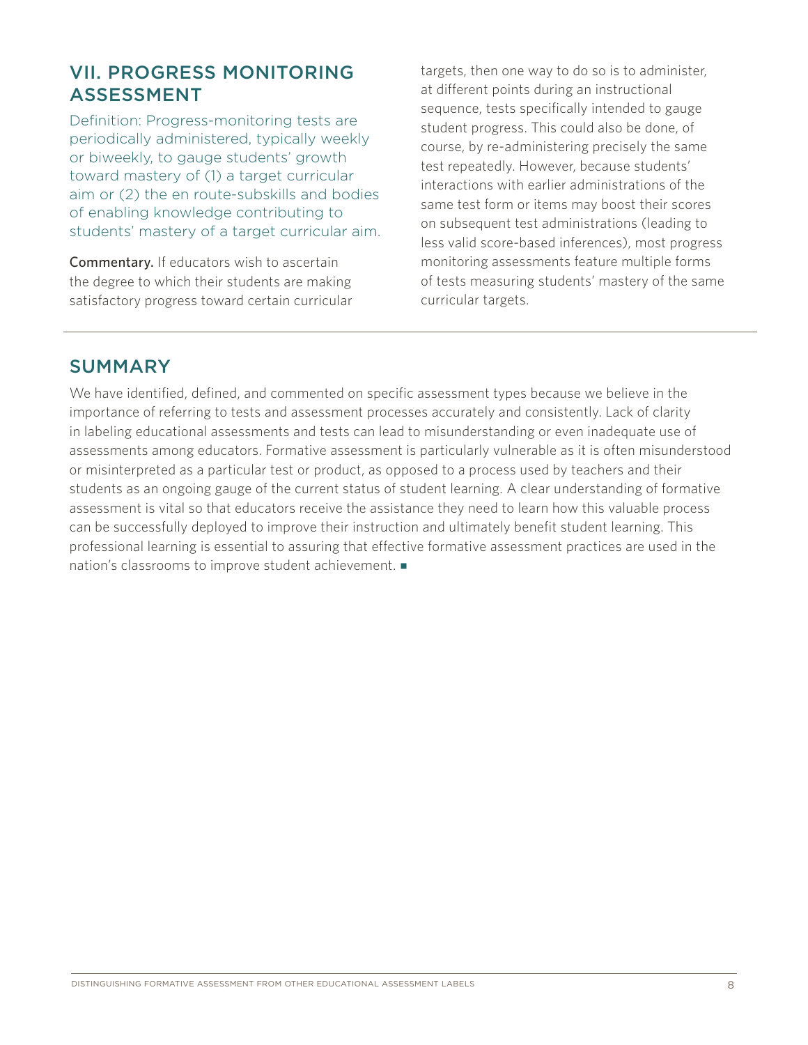## VII. PROGRESS MONITORING ASSESSMENT

Definition: Progress-monitoring tests are periodically administered, typically weekly or biweekly, to gauge students' growth toward mastery of (1) a target curricular aim or (2) the en route-subskills and bodies of enabling knowledge contributing to students' mastery of a target curricular aim.

**Commentary.** If educators wish to ascertain the degree to which their students are making satisfactory progress toward certain curricular targets, then one way to do so is to administer, at different points during an instructional sequence, tests specifically intended to gauge student progress. This could also be done, of course, by re-administering precisely the same test repeatedly. However, because students' interactions with earlier administrations of the same test form or items may boost their scores on subsequent test administrations (leading to less valid score-based inferences), most progress monitoring assessments feature multiple forms of tests measuring students' mastery of the same curricular targets.

## SUMMARY

We have identified, defined, and commented on specific assessment types because we believe in the importance of referring to tests and assessment processes accurately and consistently. Lack of clarity in labeling educational assessments and tests can lead to misunderstanding or even inadequate use of assessments among educators. Formative assessment is particularly vulnerable as it is often misunderstood or misinterpreted as a particular test or product, as opposed to a process used by teachers and their students as an ongoing gauge of the current status of student learning. A clear understanding of formative assessment is vital so that educators receive the assistance they need to learn how this valuable process can be successfully deployed to improve their instruction and ultimately benefit student learning. This professional learning is essential to assuring that effective formative assessment practices are used in the nation's classrooms to improve student achievement. ■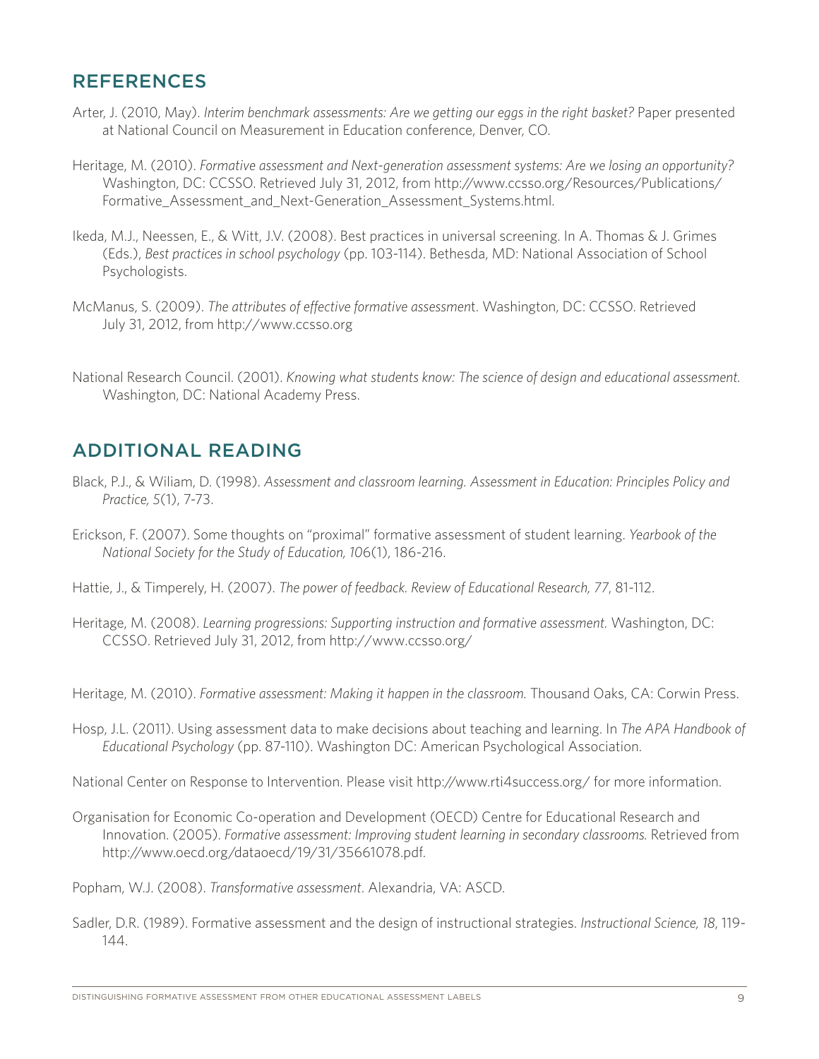## REFERENCES

Arter, J. (2010, May). *Interim benchmark assessments: Are we getting our eggs in the right basket?* Paper presented at National Council on Measurement in Education conference, Denver, CO.

Heritage, M. (2010). *Formative assessment and Next-generation assessment systems: Are we losing an opportunity?* Washington, DC: CCSSO. Retrieved July 31, 2012, from http://www.ccsso.org/Resources/Publications/Formative_Assessment_and_Next-Generation_Assessment_Systems.html.

Ikeda, M.J., Neessen, E., & Witt, J.V. (2008). Best practices in universal screening. In A. Thomas & J. Grimes (Eds.), *Best practices in school psychology* (pp. 103-114). Bethesda, MD: National Association of School Psychologists.

McManus, S. (2009). *The attributes of effective formative assessmen*t. Washington, DC: CCSSO. Retrieved July 31, 2012, from http://www.ccsso.org

National Research Council. (2001). *Knowing what students know: The science of design and educational assessment.* Washington, DC: National Academy Press.

## ADDITIONAL READING

Black, P.J., & Wiliam, D. (1998). *Assessment and classroom learning. Assessment in Education: Principles Policy and Practice, 5*(1), 7-73.

Erickson, F. (2007). Some thoughts on "proximal" formative assessment of student learning. *Yearbook of the National Society for the Study of Education, 106*(1), 186-216.

Hattie, J., & Timperely, H. (2007). *The power of feedback. Review of Educational Research, 77*, 81-112.

Heritage, M. (2008). *Learning progressions: Supporting instruction and formative assessment.* Washington, DC: CCSSO. Retrieved July 31, 2012, from http://www.ccsso.org/

Heritage, M. (2010). *Formative assessment: Making it happen in the classroom.* Thousand Oaks, CA: Corwin Press.

Hosp, J.L. (2011). Using assessment data to make decisions about teaching and learning. In *The APA Handbook of Educational Psychology* (pp. 87-110). Washington DC: American Psychological Association.

National Center on Response to Intervention. Please visit http://www.rti4success.org/ for more information.

Organisation for Economic Co-operation and Development (OECD) Centre for Educational Research and Innovation. (2005). *Formative assessment: Improving student learning in secondary classrooms.* Retrieved from http://www.oecd.org/dataoecd/19/31/35661078.pdf.

Popham, W.J. (2008). *Transformative assessment*. Alexandria, VA: ASCD.

Sadler, D.R. (1989). Formative assessment and the design of instructional strategies. *Instructional Science, 18*, 119-144.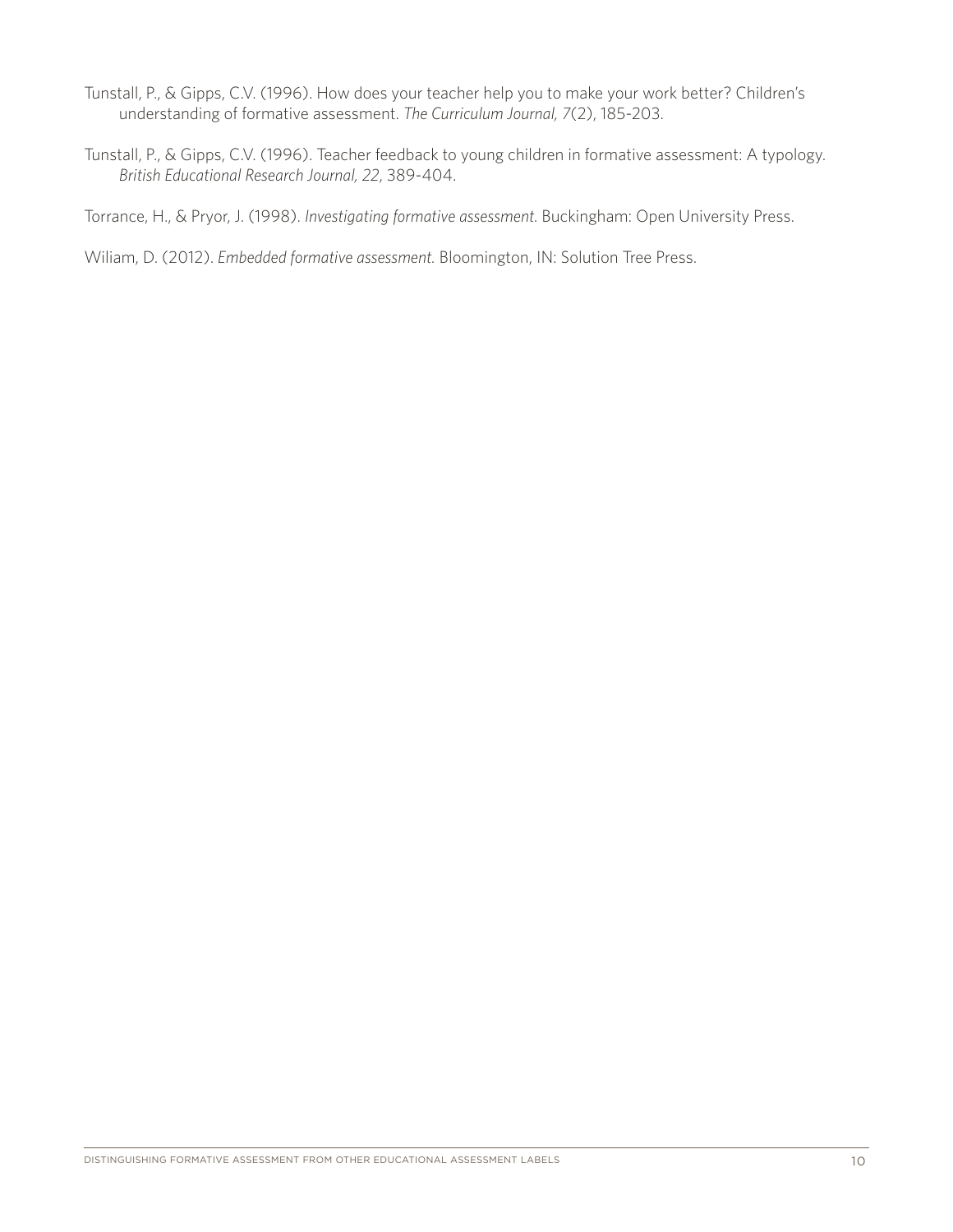Tunstall, P., & Gipps, C.V. (1996). How does your teacher help you to make your work better? Children's understanding of formative assessment. *The Curriculum Journal, 7*(2), 185-203.

Tunstall, P., & Gipps, C.V. (1996). Teacher feedback to young children in formative assessment: A typology. *British Educational Research Journal, 22*, 389-404.

Torrance, H., & Pryor, J. (1998). *Investigating formative assessment.* Buckingham: Open University Press.

Wiliam, D. (2012). *Embedded formative assessment.* Bloomington, IN: Solution Tree Press.